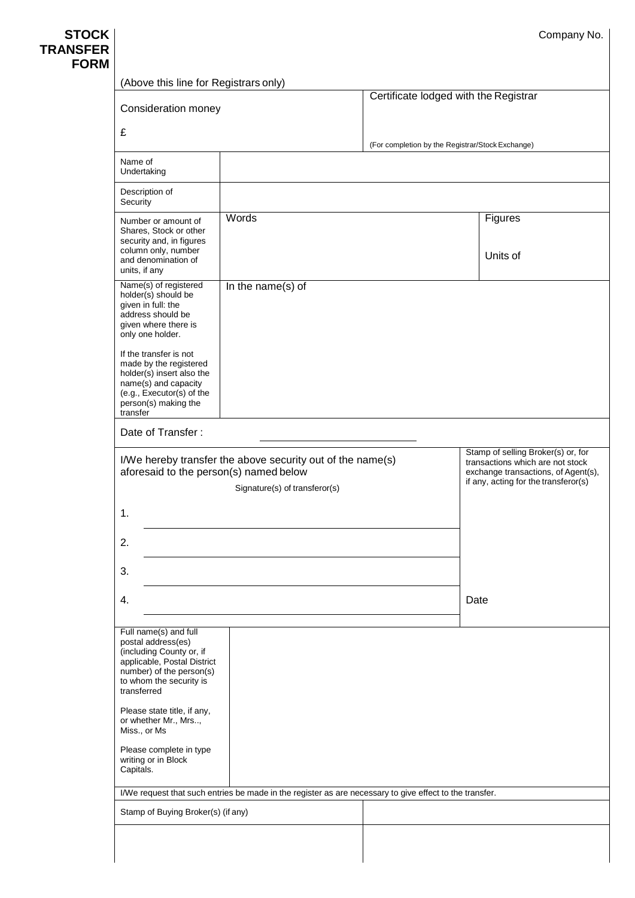# STOCK TRANSFER FORM

Company No.

(Above this line for Registrars only)

| Consideration money<br><br>£ | Certificate lodged with the Registrar<br><br>(For completion by the Registrar/Stock Exchange) |
|---|---|

| | | |
|---|---|---|
| Name of Undertaking | | |
| Description of Security | | |
| Number or amount of Shares, Stock or other security and, in figures column only, number and denomination of units, if any | Words | Figures<br><br>Units of |
| Name(s) of registered holder(s) should be given in full: the address should be given where there is only one holder.<br><br>If the transfer is not made by the registered holder(s) insert also the name(s) and capacity (e.g., Executor(s) of the person(s) making the transfer | In the name(s) of | |

Date of Transfer : ____________________

| I/We hereby transfer the above security out of the name(s) aforesaid to the person(s) named below | Stamp of selling Broker(s) or, for transactions which are not stock exchange transactions, of Agent(s), if any, acting for the transferor(s) |
|---|---|
| Signature(s) of transferor(s) | |
| 1. ____________________ | |
| 2. ____________________ | |
| 3. ____________________ | |
| 4. ____________________ | Date |

| | |
|---|---|
| Full name(s) and full postal address(es) (including County or, if applicable, Postal District number) of the person(s) to whom the security is transferred<br><br>Please state title, if any, or whether Mr., Mrs.., Miss., or Ms<br><br>Please complete in type writing or in Block Capitals. | |

I/We request that such entries be made in the register as are necessary to give effect to the transfer.

| Stamp of Buying Broker(s) (if any) | |
|---|---|
| | |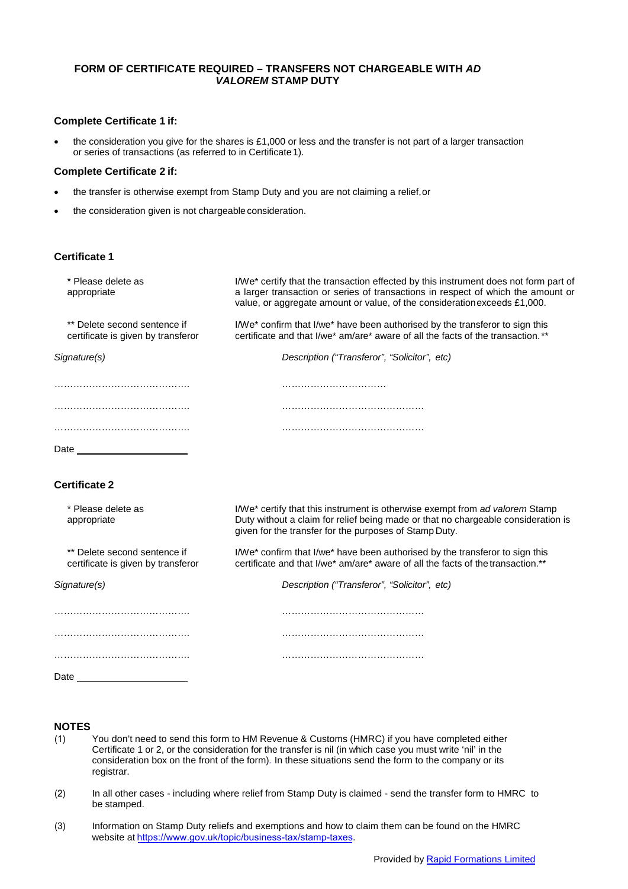**FORM OF CERTIFICATE REQUIRED – TRANSFERS NOT CHARGEABLE WITH *AD VALOREM* STAMP DUTY**

**Complete Certificate 1 if:**

- the consideration you give for the shares is £1,000 or less and the transfer is not part of a larger transaction or series of transactions (as referred to in Certificate 1).

**Complete Certificate 2 if:**

- the transfer is otherwise exempt from Stamp Duty and you are not claiming a relief, or
- the consideration given is not chargeable consideration.

**Certificate 1**

| | |
|---|---|
| * Please delete as appropriate | I/We* certify that the transaction effected by this instrument does not form part of a larger transaction or series of transactions in respect of which the amount or value, or aggregate amount or value, of the consideration exceeds £1,000. |
| ** Delete second sentence if certificate is given by transferor | I/We* confirm that I/we* have been authorised by the transferor to sign this certificate and that I/we* am/are* aware of all the facts of the transaction.** |

| *Signature(s)* | *Description ("Transferor", "Solicitor", etc)* |
|---|---|
| …………………………………… | …………………………… |
| …………………………………… | ……………………………………… |
| …………………………………… | ……………………………………… |

Date ____________________

**Certificate 2**

| | |
|---|---|
| * Please delete as appropriate | I/We* certify that this instrument is otherwise exempt from *ad valorem* Stamp Duty without a claim for relief being made or that no chargeable consideration is given for the transfer for the purposes of Stamp Duty. |
| ** Delete second sentence if certificate is given by transferor | I/We* confirm that I/we* have been authorised by the transferor to sign this certificate and that I/we* am/are* aware of all the facts of the transaction.** |

| *Signature(s)* | *Description ("Transferor", "Solicitor", etc)* |
|---|---|
| …………………………………… | ……………………………………… |
| …………………………………… | ……………………………………… |
| …………………………………… | ……………………………………… |

Date ____________________

**NOTES**

(1) You don't need to send this form to HM Revenue & Customs (HMRC) if you have completed either Certificate 1 or 2, or the consideration for the transfer is nil (in which case you must write 'nil' in the consideration box on the front of the form). In these situations send the form to the company or its registrar.

(2) In all other cases - including where relief from Stamp Duty is claimed - send the transfer form to HMRC to be stamped.

(3) Information on Stamp Duty reliefs and exemptions and how to claim them can be found on the HMRC website at https://www.gov.uk/topic/business-tax/stamp-taxes.

Provided by Rapid Formations Limited